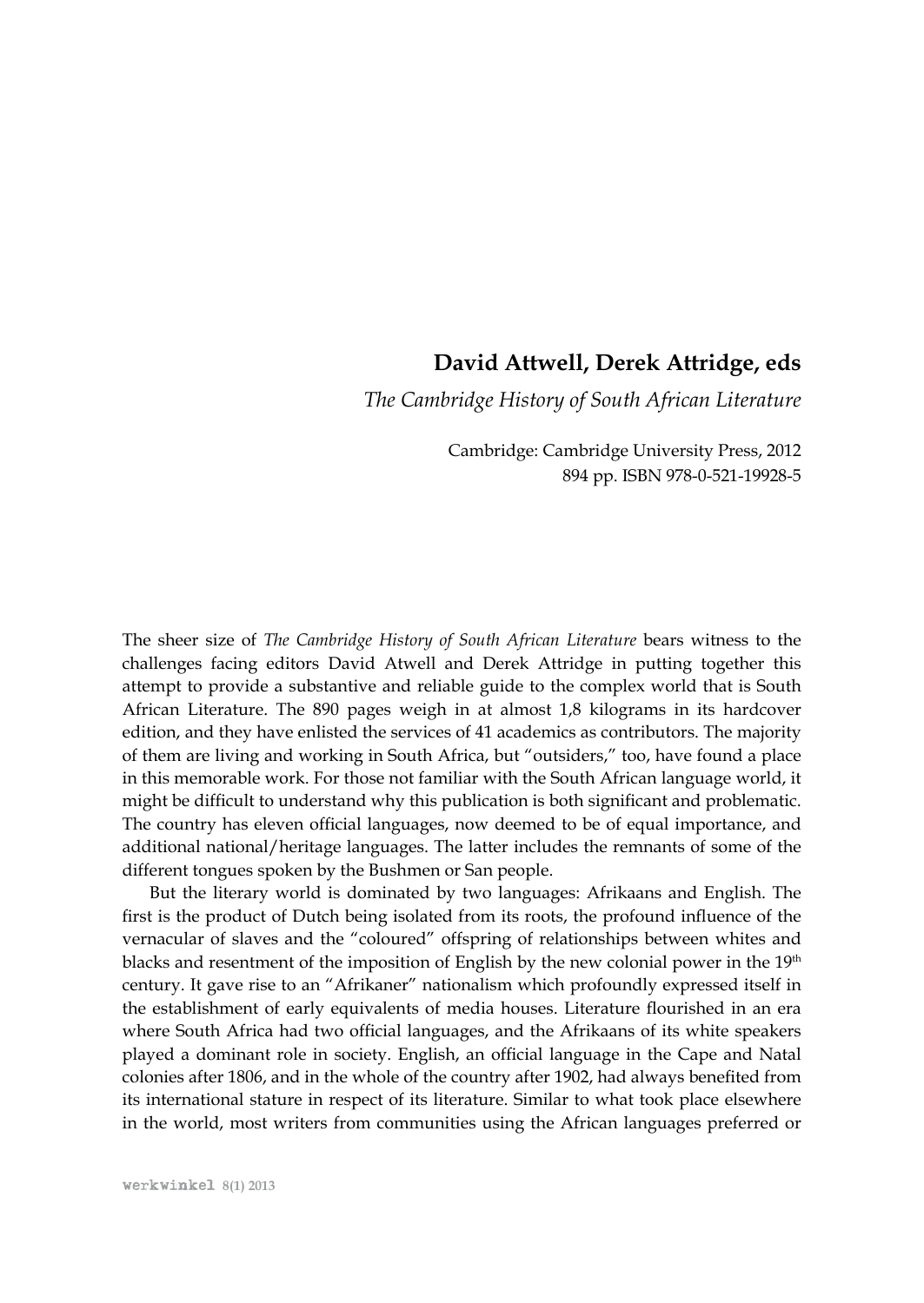## David Attwell, Derek Attridge, eds

*The Cambridge History of South African Literature*

Cambridge: Cambridge University Press, 2012
894 pp. ISBN 978-0-521-19928-5

The sheer size of *The Cambridge History of South African Literature* bears witness to the challenges facing editors David Atwell and Derek Attridge in putting together this attempt to provide a substantive and reliable guide to the complex world that is South African Literature. The 890 pages weigh in at almost 1,8 kilograms in its hardcover edition, and they have enlisted the services of 41 academics as contributors. The majority of them are living and working in South Africa, but "outsiders," too, have found a place in this memorable work. For those not familiar with the South African language world, it might be difficult to understand why this publication is both significant and problematic. The country has eleven official languages, now deemed to be of equal importance, and additional national/heritage languages. The latter includes the remnants of some of the different tongues spoken by the Bushmen or San people.

But the literary world is dominated by two languages: Afrikaans and English. The first is the product of Dutch being isolated from its roots, the profound influence of the vernacular of slaves and the "coloured" offspring of relationships between whites and blacks and resentment of the imposition of English by the new colonial power in the 19th century. It gave rise to an "Afrikaner" nationalism which profoundly expressed itself in the establishment of early equivalents of media houses. Literature flourished in an era where South Africa had two official languages, and the Afrikaans of its white speakers played a dominant role in society. English, an official language in the Cape and Natal colonies after 1806, and in the whole of the country after 1902, had always benefited from its international stature in respect of its literature. Similar to what took place elsewhere in the world, most writers from communities using the African languages preferred or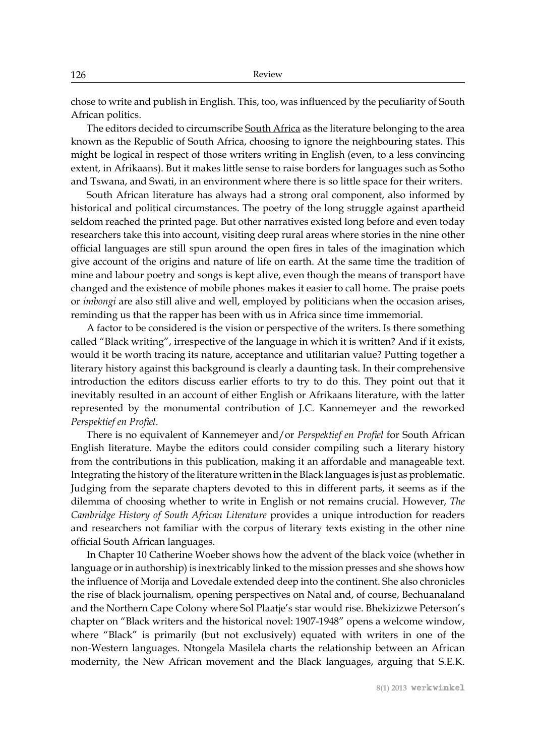chose to write and publish in English. This, too, was influenced by the peculiarity of South African politics.

The editors decided to circumscribe South Africa as the literature belonging to the area known as the Republic of South Africa, choosing to ignore the neighbouring states. This might be logical in respect of those writers writing in English (even, to a less convincing extent, in Afrikaans). But it makes little sense to raise borders for languages such as Sotho and Tswana, and Swati, in an environment where there is so little space for their writers.

South African literature has always had a strong oral component, also informed by historical and political circumstances. The poetry of the long struggle against apartheid seldom reached the printed page. But other narratives existed long before and even today researchers take this into account, visiting deep rural areas where stories in the nine other official languages are still spun around the open fires in tales of the imagination which give account of the origins and nature of life on earth. At the same time the tradition of mine and labour poetry and songs is kept alive, even though the means of transport have changed and the existence of mobile phones makes it easier to call home. The praise poets or *imbongi* are also still alive and well, employed by politicians when the occasion arises, reminding us that the rapper has been with us in Africa since time immemorial.

A factor to be considered is the vision or perspective of the writers. Is there something called "Black writing", irrespective of the language in which it is written? And if it exists, would it be worth tracing its nature, acceptance and utilitarian value? Putting together a literary history against this background is clearly a daunting task. In their comprehensive introduction the editors discuss earlier efforts to try to do this. They point out that it inevitably resulted in an account of either English or Afrikaans literature, with the latter represented by the monumental contribution of J.C. Kannemeyer and the reworked *Perspektief en Profiel*.

There is no equivalent of Kannemeyer and/or *Perspektief en Profiel* for South African English literature. Maybe the editors could consider compiling such a literary history from the contributions in this publication, making it an affordable and manageable text. Integrating the history of the literature written in the Black languages is just as problematic. Judging from the separate chapters devoted to this in different parts, it seems as if the dilemma of choosing whether to write in English or not remains crucial. However, *The Cambridge History of South African Literature* provides a unique introduction for readers and researchers not familiar with the corpus of literary texts existing in the other nine official South African languages.

In Chapter 10 Catherine Woeber shows how the advent of the black voice (whether in language or in authorship) is inextricably linked to the mission presses and she shows how the influence of Morija and Lovedale extended deep into the continent. She also chronicles the rise of black journalism, opening perspectives on Natal and, of course, Bechuanaland and the Northern Cape Colony where Sol Plaatje's star would rise. Bhekizizwe Peterson's chapter on "Black writers and the historical novel: 1907-1948" opens a welcome window, where "Black" is primarily (but not exclusively) equated with writers in one of the non-Western languages. Ntongela Masilela charts the relationship between an African modernity, the New African movement and the Black languages, arguing that S.E.K.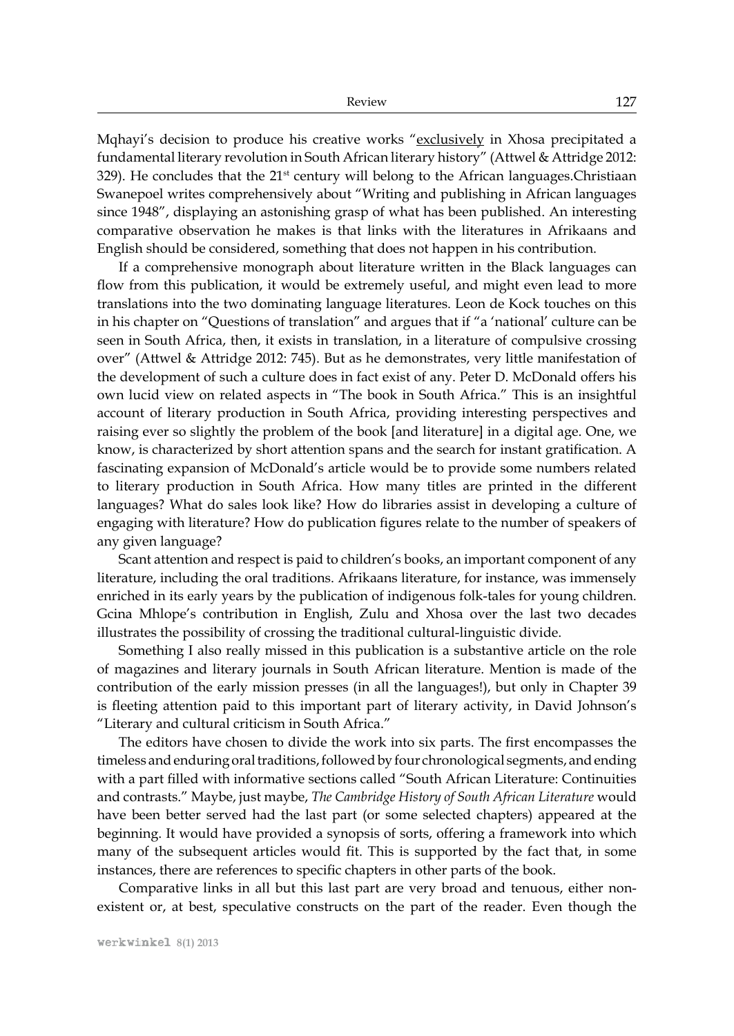Mqhayi's decision to produce his creative works "<u>exclusively</u> in Xhosa precipitated a fundamental literary revolution in South African literary history" (Attwel & Attridge 2012: 329). He concludes that the 21st century will belong to the African languages.Christiaan Swanepoel writes comprehensively about "Writing and publishing in African languages since 1948", displaying an astonishing grasp of what has been published. An interesting comparative observation he makes is that links with the literatures in Afrikaans and English should be considered, something that does not happen in his contribution.

If a comprehensive monograph about literature written in the Black languages can flow from this publication, it would be extremely useful, and might even lead to more translations into the two dominating language literatures. Leon de Kock touches on this in his chapter on "Questions of translation" and argues that if "a 'national' culture can be seen in South Africa, then, it exists in translation, in a literature of compulsive crossing over" (Attwel & Attridge 2012: 745). But as he demonstrates, very little manifestation of the development of such a culture does in fact exist of any. Peter D. McDonald offers his own lucid view on related aspects in "The book in South Africa." This is an insightful account of literary production in South Africa, providing interesting perspectives and raising ever so slightly the problem of the book [and literature] in a digital age. One, we know, is characterized by short attention spans and the search for instant gratification. A fascinating expansion of McDonald's article would be to provide some numbers related to literary production in South Africa. How many titles are printed in the different languages? What do sales look like? How do libraries assist in developing a culture of engaging with literature? How do publication figures relate to the number of speakers of any given language?

Scant attention and respect is paid to children's books, an important component of any literature, including the oral traditions. Afrikaans literature, for instance, was immensely enriched in its early years by the publication of indigenous folk-tales for young children. Gcina Mhlope's contribution in English, Zulu and Xhosa over the last two decades illustrates the possibility of crossing the traditional cultural-linguistic divide.

Something I also really missed in this publication is a substantive article on the role of magazines and literary journals in South African literature. Mention is made of the contribution of the early mission presses (in all the languages!), but only in Chapter 39 is fleeting attention paid to this important part of literary activity, in David Johnson's "Literary and cultural criticism in South Africa."

The editors have chosen to divide the work into six parts. The first encompasses the timeless and enduring oral traditions, followed by four chronological segments, and ending with a part filled with informative sections called "South African Literature: Continuities and contrasts." Maybe, just maybe, *The Cambridge History of South African Literature* would have been better served had the last part (or some selected chapters) appeared at the beginning. It would have provided a synopsis of sorts, offering a framework into which many of the subsequent articles would fit. This is supported by the fact that, in some instances, there are references to specific chapters in other parts of the book.

Comparative links in all but this last part are very broad and tenuous, either non-existent or, at best, speculative constructs on the part of the reader. Even though the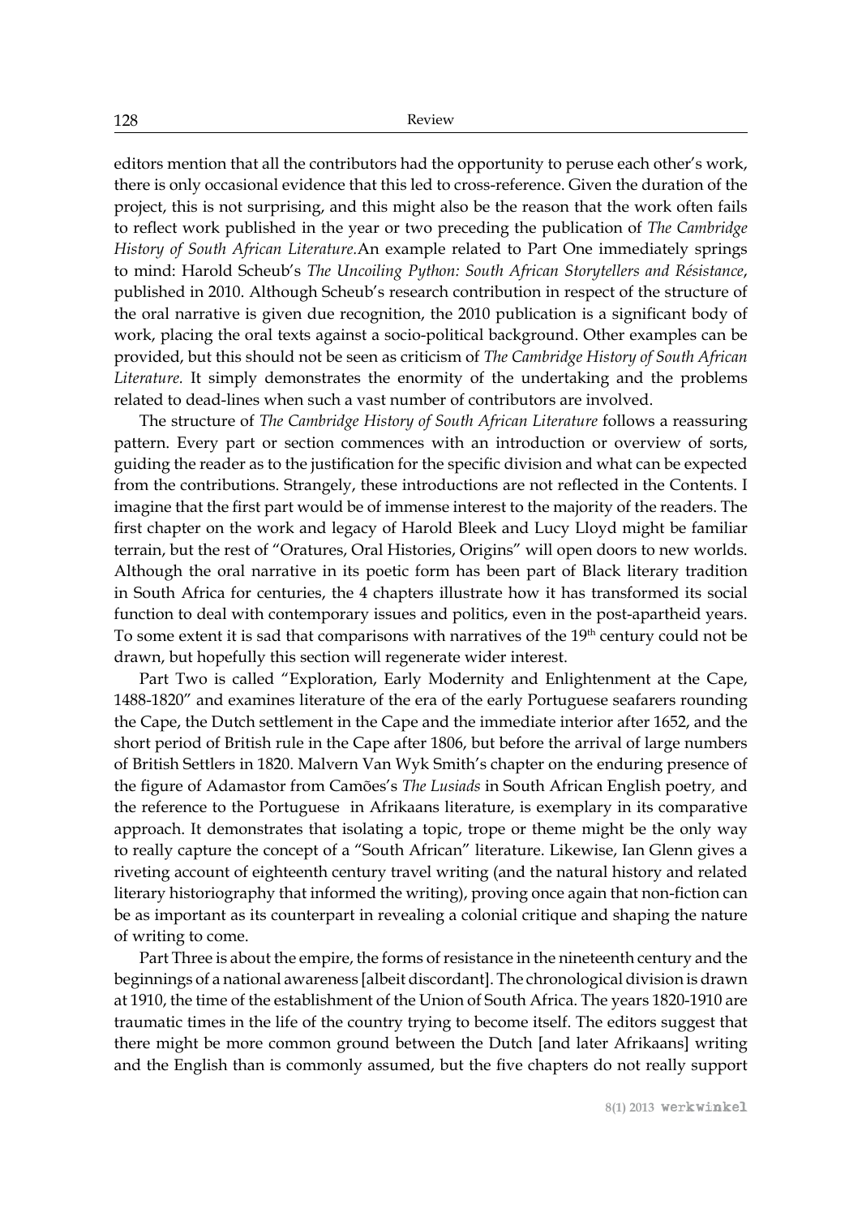editors mention that all the contributors had the opportunity to peruse each other's work, there is only occasional evidence that this led to cross-reference. Given the duration of the project, this is not surprising, and this might also be the reason that the work often fails to reflect work published in the year or two preceding the publication of *The Cambridge History of South African Literature*.An example related to Part One immediately springs to mind: Harold Scheub's *The Uncoiling Python: South African Storytellers and Résistance*, published in 2010. Although Scheub's research contribution in respect of the structure of the oral narrative is given due recognition, the 2010 publication is a significant body of work, placing the oral texts against a socio-political background. Other examples can be provided, but this should not be seen as criticism of *The Cambridge History of South African Literature*. It simply demonstrates the enormity of the undertaking and the problems related to dead-lines when such a vast number of contributors are involved.

The structure of *The Cambridge History of South African Literature* follows a reassuring pattern. Every part or section commences with an introduction or overview of sorts, guiding the reader as to the justification for the specific division and what can be expected from the contributions. Strangely, these introductions are not reflected in the Contents. I imagine that the first part would be of immense interest to the majority of the readers. The first chapter on the work and legacy of Harold Bleek and Lucy Lloyd might be familiar terrain, but the rest of "Oratures, Oral Histories, Origins" will open doors to new worlds. Although the oral narrative in its poetic form has been part of Black literary tradition in South Africa for centuries, the 4 chapters illustrate how it has transformed its social function to deal with contemporary issues and politics, even in the post-apartheid years. To some extent it is sad that comparisons with narratives of the 19th century could not be drawn, but hopefully this section will regenerate wider interest.

Part Two is called "Exploration, Early Modernity and Enlightenment at the Cape, 1488-1820" and examines literature of the era of the early Portuguese seafarers rounding the Cape, the Dutch settlement in the Cape and the immediate interior after 1652, and the short period of British rule in the Cape after 1806, but before the arrival of large numbers of British Settlers in 1820. Malvern Van Wyk Smith's chapter on the enduring presence of the figure of Adamastor from Camões's *The Lusiads* in South African English poetry, and the reference to the Portuguese in Afrikaans literature, is exemplary in its comparative approach. It demonstrates that isolating a topic, trope or theme might be the only way to really capture the concept of a "South African" literature. Likewise, Ian Glenn gives a riveting account of eighteenth century travel writing (and the natural history and related literary historiography that informed the writing), proving once again that non-fiction can be as important as its counterpart in revealing a colonial critique and shaping the nature of writing to come.

Part Three is about the empire, the forms of resistance in the nineteenth century and the beginnings of a national awareness [albeit discordant]. The chronological division is drawn at 1910, the time of the establishment of the Union of South Africa. The years 1820-1910 are traumatic times in the life of the country trying to become itself. The editors suggest that there might be more common ground between the Dutch [and later Afrikaans] writing and the English than is commonly assumed, but the five chapters do not really support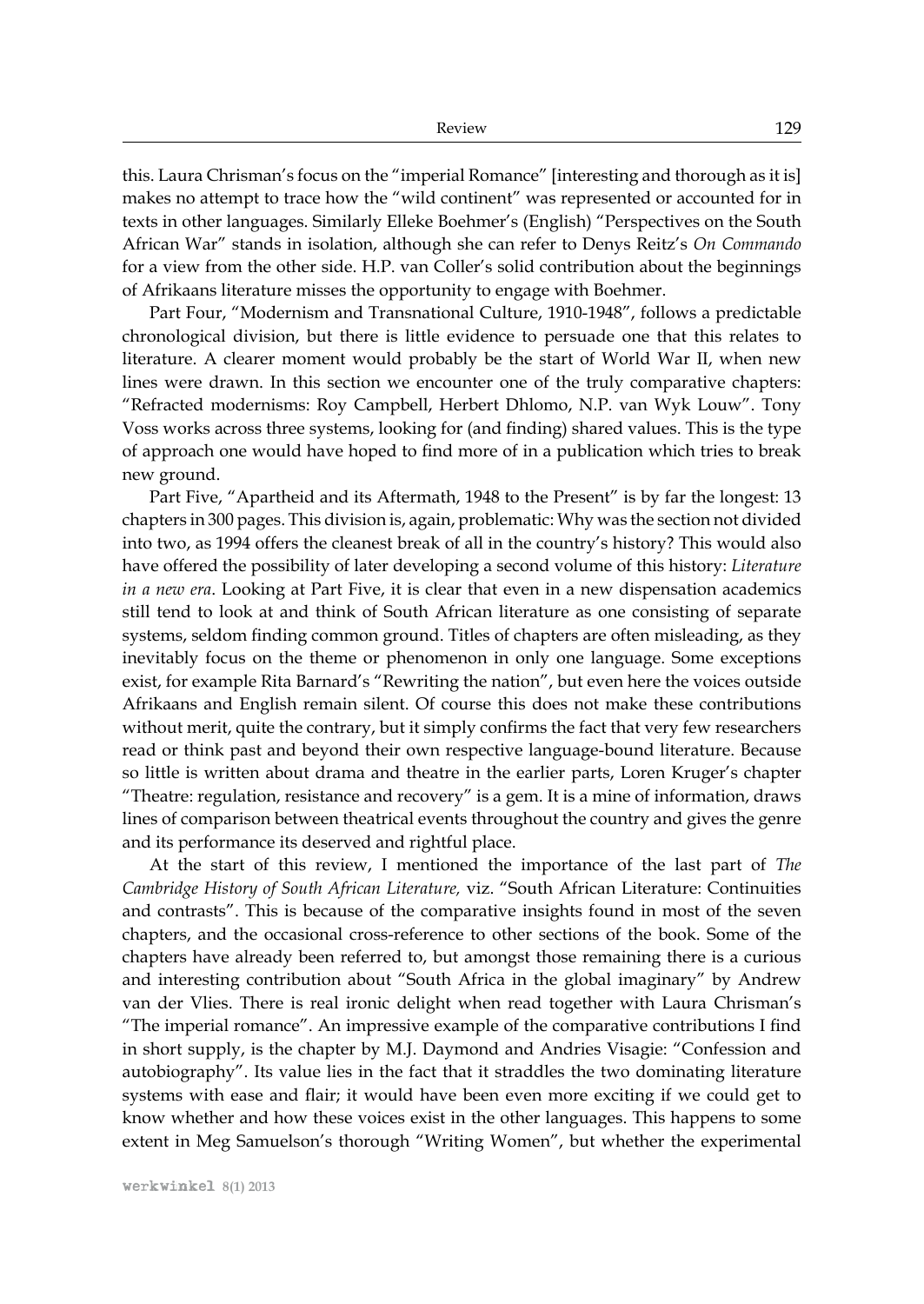this. Laura Chrisman's focus on the "imperial Romance" [interesting and thorough as it is] makes no attempt to trace how the "wild continent" was represented or accounted for in texts in other languages. Similarly Elleke Boehmer's (English) "Perspectives on the South African War" stands in isolation, although she can refer to Denys Reitz's *On Commando* for a view from the other side. H.P. van Coller's solid contribution about the beginnings of Afrikaans literature misses the opportunity to engage with Boehmer.

Part Four, "Modernism and Transnational Culture, 1910-1948", follows a predictable chronological division, but there is little evidence to persuade one that this relates to literature. A clearer moment would probably be the start of World War II, when new lines were drawn. In this section we encounter one of the truly comparative chapters: "Refracted modernisms: Roy Campbell, Herbert Dhlomo, N.P. van Wyk Louw". Tony Voss works across three systems, looking for (and finding) shared values. This is the type of approach one would have hoped to find more of in a publication which tries to break new ground.

Part Five, "Apartheid and its Aftermath, 1948 to the Present" is by far the longest: 13 chapters in 300 pages. This division is, again, problematic: Why was the section not divided into two, as 1994 offers the cleanest break of all in the country's history? This would also have offered the possibility of later developing a second volume of this history: *Literature in a new era*. Looking at Part Five, it is clear that even in a new dispensation academics still tend to look at and think of South African literature as one consisting of separate systems, seldom finding common ground. Titles of chapters are often misleading, as they inevitably focus on the theme or phenomenon in only one language. Some exceptions exist, for example Rita Barnard's "Rewriting the nation", but even here the voices outside Afrikaans and English remain silent. Of course this does not make these contributions without merit, quite the contrary, but it simply confirms the fact that very few researchers read or think past and beyond their own respective language-bound literature. Because so little is written about drama and theatre in the earlier parts, Loren Kruger's chapter "Theatre: regulation, resistance and recovery" is a gem. It is a mine of information, draws lines of comparison between theatrical events throughout the country and gives the genre and its performance its deserved and rightful place.

At the start of this review, I mentioned the importance of the last part of *The Cambridge History of South African Literature,* viz. "South African Literature: Continuities and contrasts". This is because of the comparative insights found in most of the seven chapters, and the occasional cross-reference to other sections of the book. Some of the chapters have already been referred to, but amongst those remaining there is a curious and interesting contribution about "South Africa in the global imaginary" by Andrew van der Vlies. There is real ironic delight when read together with Laura Chrisman's "The imperial romance". An impressive example of the comparative contributions I find in short supply, is the chapter by M.J. Daymond and Andries Visagie: "Confession and autobiography". Its value lies in the fact that it straddles the two dominating literature systems with ease and flair; it would have been even more exciting if we could get to know whether and how these voices exist in the other languages. This happens to some extent in Meg Samuelson's thorough "Writing Women", but whether the experimental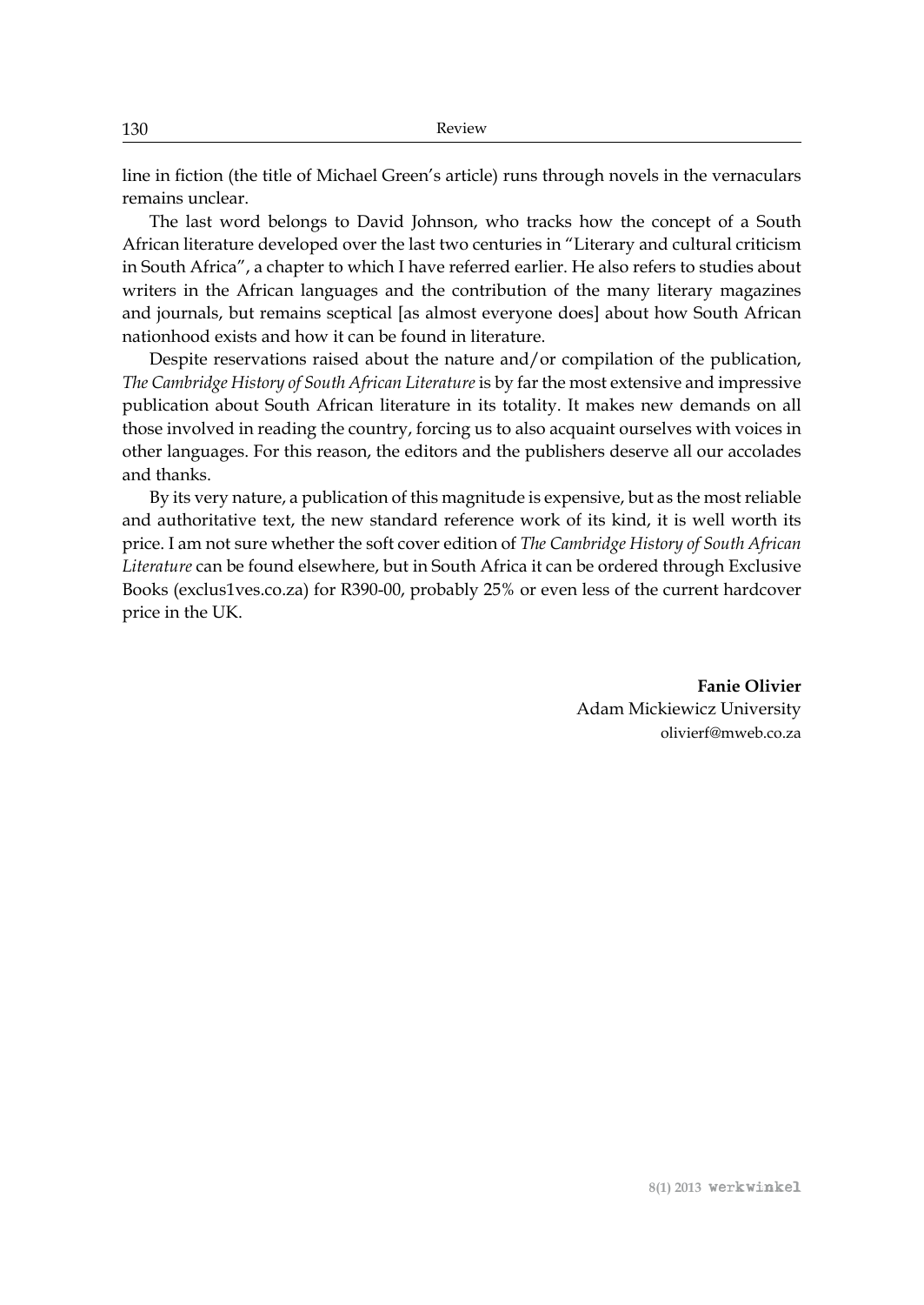line in fiction (the title of Michael Green's article) runs through novels in the vernaculars remains unclear.

The last word belongs to David Johnson, who tracks how the concept of a South African literature developed over the last two centuries in "Literary and cultural criticism in South Africa", a chapter to which I have referred earlier. He also refers to studies about writers in the African languages and the contribution of the many literary magazines and journals, but remains sceptical [as almost everyone does] about how South African nationhood exists and how it can be found in literature.

Despite reservations raised about the nature and/or compilation of the publication, *The Cambridge History of South African Literature* is by far the most extensive and impressive publication about South African literature in its totality. It makes new demands on all those involved in reading the country, forcing us to also acquaint ourselves with voices in other languages. For this reason, the editors and the publishers deserve all our accolades and thanks.

By its very nature, a publication of this magnitude is expensive, but as the most reliable and authoritative text, the new standard reference work of its kind, it is well worth its price. I am not sure whether the soft cover edition of *The Cambridge History of South African Literature* can be found elsewhere, but in South Africa it can be ordered through Exclusive Books (exclus1ves.co.za) for R390-00, probably 25% or even less of the current hardcover price in the UK.

**Fanie Olivier**
Adam Mickiewicz University
olivierf@mweb.co.za